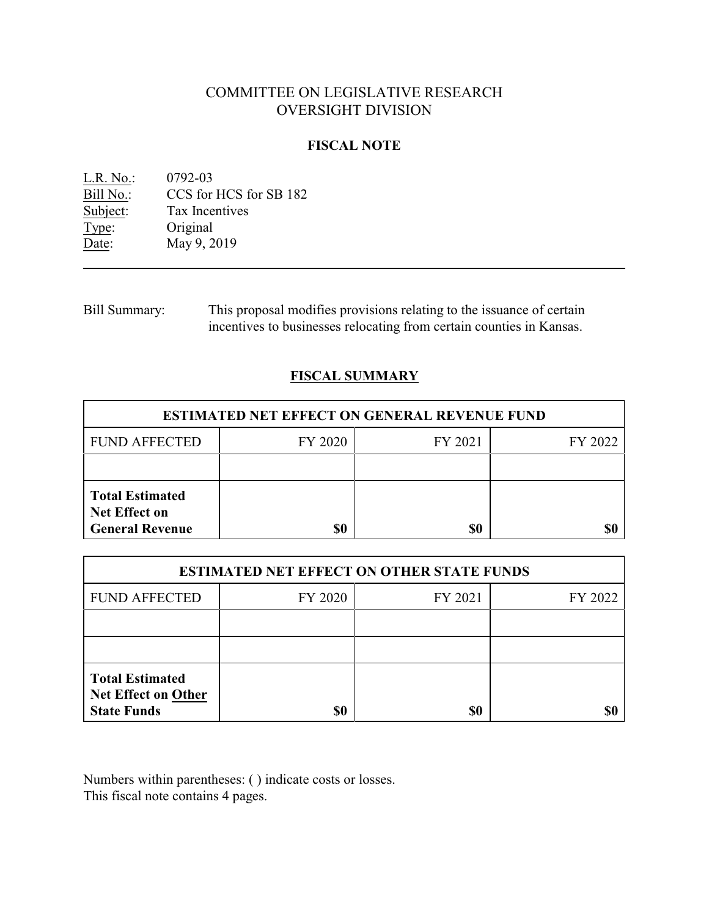COMMITTEE ON LEGISLATIVE RESEARCH
OVERSIGHT DIVISION

## FISCAL NOTE

L.R. No.: 0792-03
Bill No.: CCS for HCS for SB 182
Subject: Tax Incentives
Type: Original
Date: May 9, 2019

---

Bill Summary: This proposal modifies provisions relating to the issuance of certain incentives to businesses relocating from certain counties in Kansas.

## FISCAL SUMMARY

| ESTIMATED NET EFFECT ON GENERAL REVENUE FUND | | | |
|---|---|---|---|
| FUND AFFECTED | FY 2020 | FY 2021 | FY 2022 |
| | | | |
| **Total Estimated Net Effect on General Revenue** | **$0** | **$0** | **$0** |

| ESTIMATED NET EFFECT ON OTHER STATE FUNDS | | | |
|---|---|---|---|
| FUND AFFECTED | FY 2020 | FY 2021 | FY 2022 |
| | | | |
| | | | |
| **Total Estimated Net Effect on Other State Funds** | **$0** | **$0** | **$0** |

Numbers within parentheses: ( ) indicate costs or losses.
This fiscal note contains 4 pages.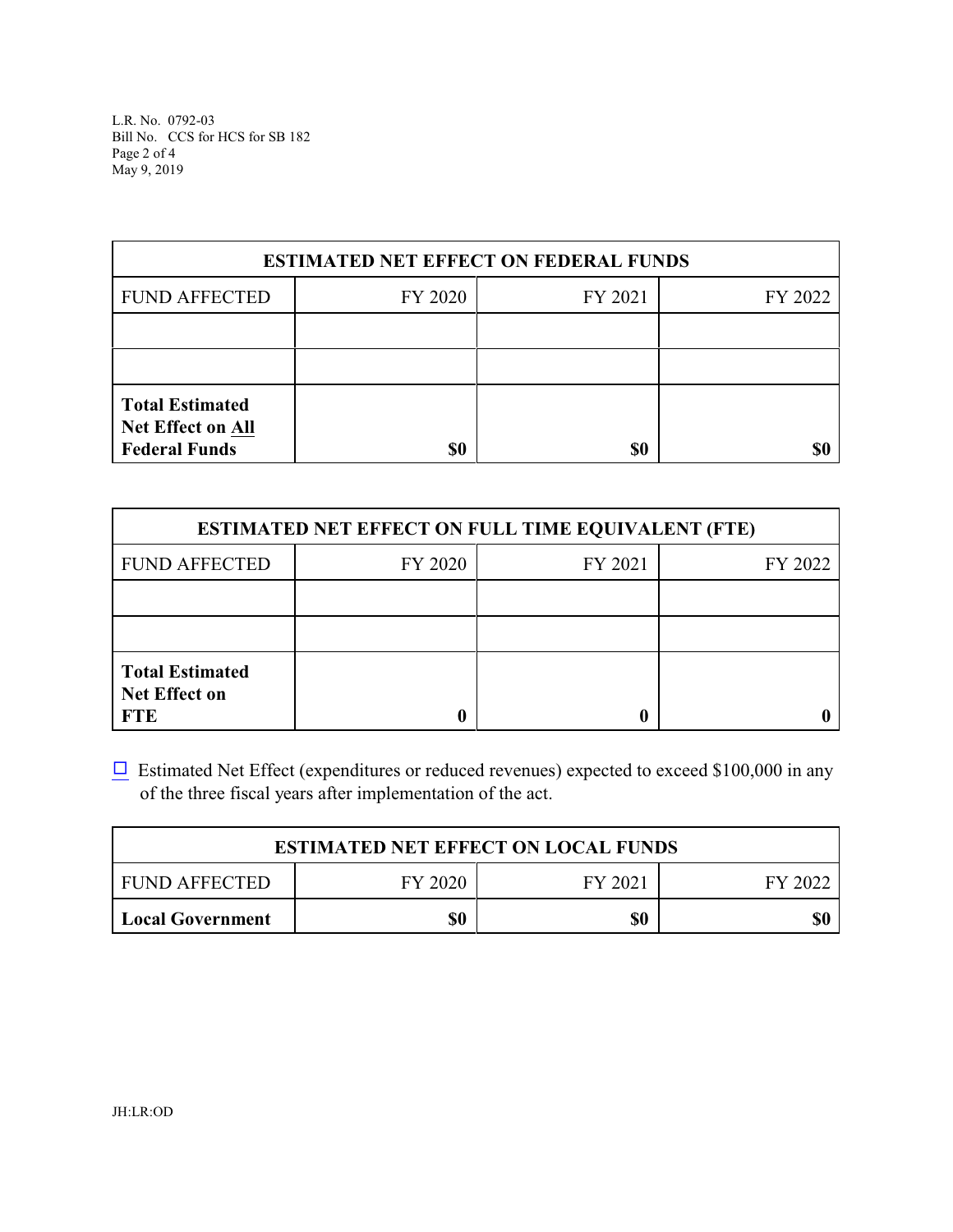| ESTIMATED NET EFFECT ON FEDERAL FUNDS | | | |
|---|---|---|---|
| FUND AFFECTED | FY 2020 | FY 2021 | FY 2022 |
| | | | |
| | | | |
| **Total Estimated Net Effect on All Federal Funds** | **$0** | **$0** | **$0** |

| ESTIMATED NET EFFECT ON FULL TIME EQUIVALENT (FTE) | | | |
|---|---|---|---|
| FUND AFFECTED | FY 2020 | FY 2021 | FY 2022 |
| | | | |
| | | | |
| **Total Estimated Net Effect on FTE** | **0** | **0** | **0** |

☐ Estimated Net Effect (expenditures or reduced revenues) expected to exceed $100,000 in any of the three fiscal years after implementation of the act.

| ESTIMATED NET EFFECT ON LOCAL FUNDS | | | |
|---|---|---|---|
| FUND AFFECTED | FY 2020 | FY 2021 | FY 2022 |
| **Local Government** | **$0** | **$0** | **$0** |

JH:LR:OD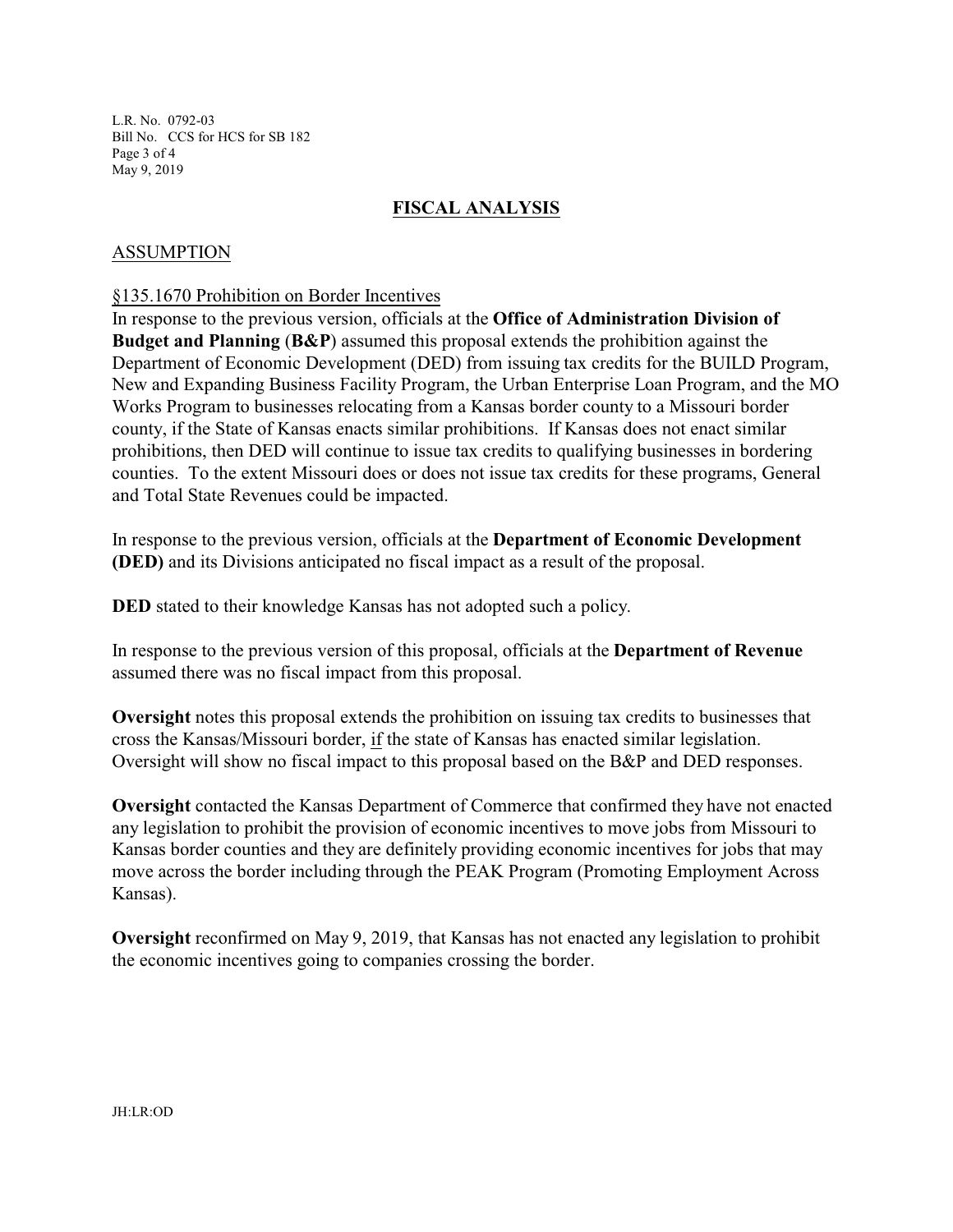## FISCAL ANALYSIS

### ASSUMPTION

§135.1670 Prohibition on Border Incentives

In response to the previous version, officials at the **Office of Administration Division of Budget and Planning** (**B&P**) assumed this proposal extends the prohibition against the Department of Economic Development (DED) from issuing tax credits for the BUILD Program, New and Expanding Business Facility Program, the Urban Enterprise Loan Program, and the MO Works Program to businesses relocating from a Kansas border county to a Missouri border county, if the State of Kansas enacts similar prohibitions. If Kansas does not enact similar prohibitions, then DED will continue to issue tax credits to qualifying businesses in bordering counties. To the extent Missouri does or does not issue tax credits for these programs, General and Total State Revenues could be impacted.

In response to the previous version, officials at the **Department of Economic Development (DED)** and its Divisions anticipated no fiscal impact as a result of the proposal.

**DED** stated to their knowledge Kansas has not adopted such a policy.

In response to the previous version of this proposal, officials at the **Department of Revenue** assumed there was no fiscal impact from this proposal.

**Oversight** notes this proposal extends the prohibition on issuing tax credits to businesses that cross the Kansas/Missouri border, if the state of Kansas has enacted similar legislation. Oversight will show no fiscal impact to this proposal based on the B&P and DED responses.

**Oversight** contacted the Kansas Department of Commerce that confirmed they have not enacted any legislation to prohibit the provision of economic incentives to move jobs from Missouri to Kansas border counties and they are definitely providing economic incentives for jobs that may move across the border including through the PEAK Program (Promoting Employment Across Kansas).

**Oversight** reconfirmed on May 9, 2019, that Kansas has not enacted any legislation to prohibit the economic incentives going to companies crossing the border.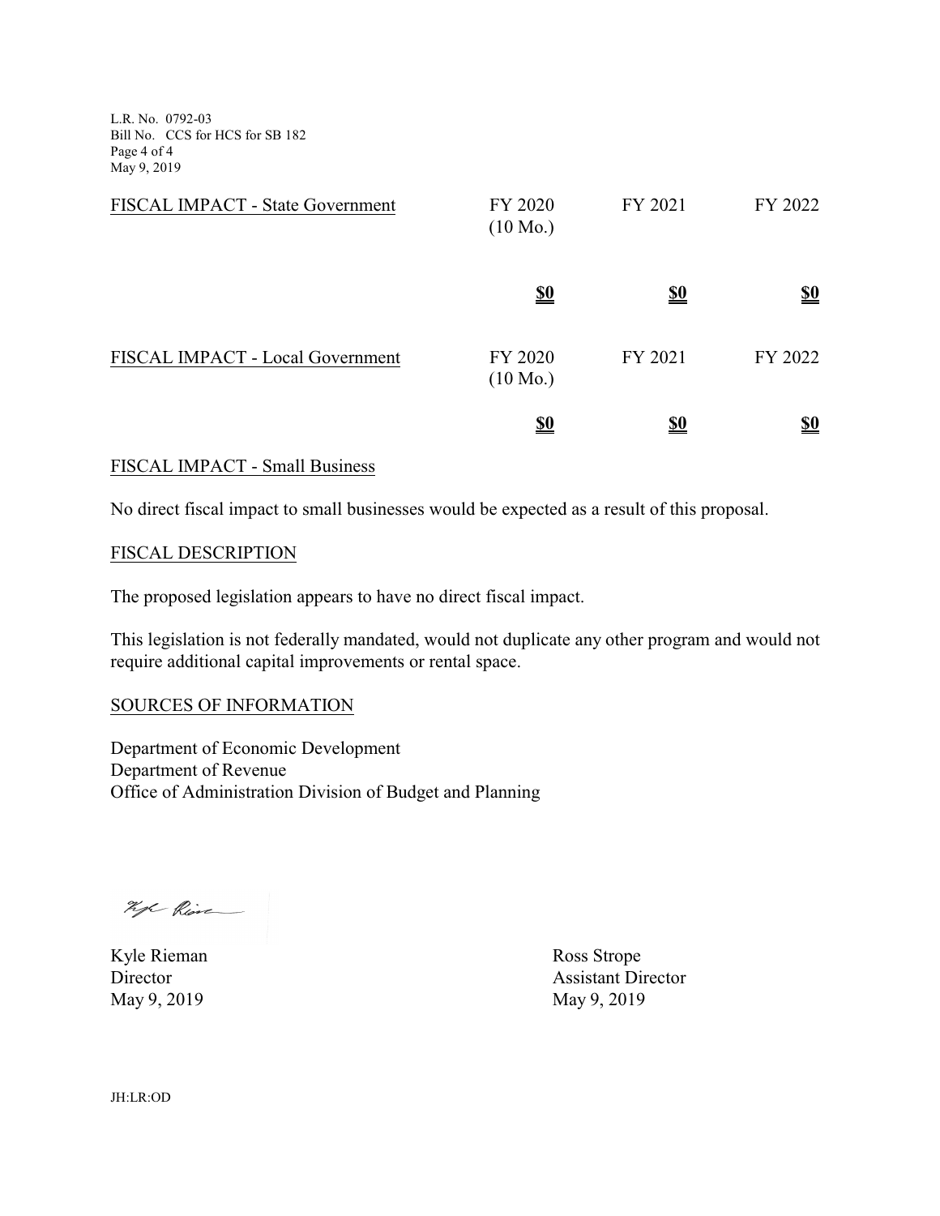| FISCAL IMPACT - State Government | FY 2020 (10 Mo.) | FY 2021 | FY 2022 |
|---|---|---|---|
| | **$0** | **$0** | **$0** |

| FISCAL IMPACT - Local Government | FY 2020 (10 Mo.) | FY 2021 | FY 2022 |
|---|---|---|---|
| | **$0** | **$0** | **$0** |

FISCAL IMPACT - Small Business

No direct fiscal impact to small businesses would be expected as a result of this proposal.

FISCAL DESCRIPTION

The proposed legislation appears to have no direct fiscal impact.

This legislation is not federally mandated, would not duplicate any other program and would not require additional capital improvements or rental space.

SOURCES OF INFORMATION

Department of Economic Development
Department of Revenue
Office of Administration Division of Budget and Planning

Kyle Rieman
Director
May 9, 2019

Ross Strope
Assistant Director
May 9, 2019

JH:LR:OD